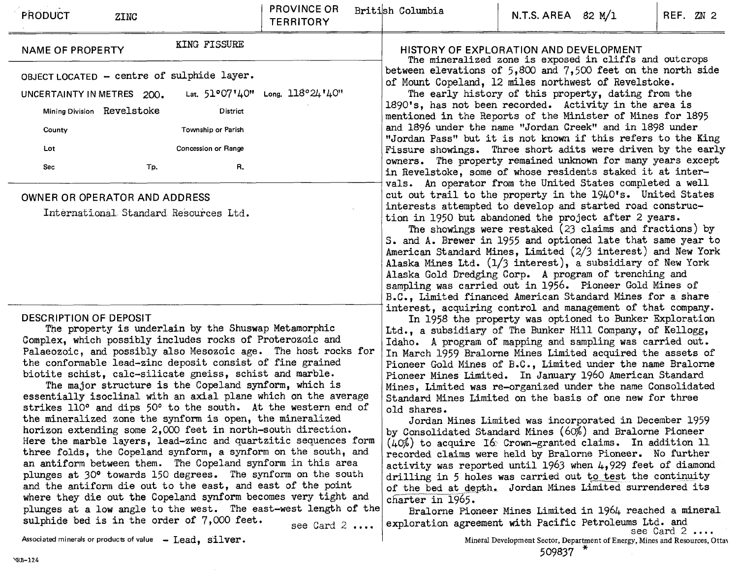| PRODUCT | ZINC | PROVINCE OR TERRITORY | British Columbia | N.T.S. AREA 82 M/1 | REF. ZN 2 |
|---|---|---|---|---|---|

**NAME OF PROPERTY** KING FISSURE

OBJECT LOCATED – centre of sulphide layer.

UNCERTAINTY IN METRES 200. Lat. 51°07'40" Long. 118°24'40"

Mining Division Revelstoke District

County Township or Parish

Lot Concession or Range

Sec Tp. R.

## OWNER OR OPERATOR AND ADDRESS

International Standard Resources Ltd.

## DESCRIPTION OF DEPOSIT

The property is underlain by the Shuswap Metamorphic Complex, which possibly includes rocks of Proterozoic and Palaeozoic, and possibly also Mesozoic age. The host rocks for the conformable lead-zinc deposit consist of fine grained biotite schist, calc-silicate gneiss, schist and marble.

The major structure is the Copeland synform, which is essentially isoclinal with an axial plane which on the average strikes 110° and dips 50° to the south. At the western end of the mineralized zone the synform is open, the mineralized horizon extending some 2,000 feet in north-south direction. Here the marble layers, lead-zinc and quartzitic sequences form three folds, the Copeland synform, a synform on the south, and an antiform between them. The Copeland synform in this area plunges at 30° towards 150 degrees. The synform on the south and the antiform die out to the east, and east of the point where they die out the Copeland synform becomes very tight and plunges at a low angle to the west. The east-west length of the sulphide bed is in the order of 7,000 feet. see Card 2 ....

Associated minerals or products of value – Lead, silver.

## HISTORY OF EXPLORATION AND DEVELOPMENT

The mineralized zone is exposed in cliffs and outcrops between elevations of 5,800 and 7,500 feet on the north side of Mount Copeland, 12 miles northwest of Revelstoke.

The early history of this property, dating from the 1890's, has not been recorded. Activity in the area is mentioned in the Reports of the Minister of Mines for 1895 and 1896 under the name "Jordan Creek" and in 1898 under "Jordan Pass" but it is not known if this refers to the King Fissure showings. Three short adits were driven by the early owners. The property remained unknown for many years except in Revelstoke, some of whose residents staked it at intervals. An operator from the United States completed a well cut out trail to the property in the 1940's. United States interests attempted to develop and started road construction in 1950 but abandoned the project after 2 years.

The showings were restaked (23 claims and fractions) by S. and A. Brewer in 1955 and optioned late that same year to American Standard Mines, Limited (2/3 interest) and New York Alaska Mines Ltd. (1/3 interest), a subsidiary of New York Alaska Gold Dredging Corp. A program of trenching and sampling was carried out in 1956. Pioneer Gold Mines of B.C., Limited financed American Standard Mines for a share interest, acquiring control and management of that company.

In 1958 the property was optioned to Bunker Exploration Ltd., a subsidiary of The Bunker Hill Company, of Kellogg, Idaho. A program of mapping and sampling was carried out. In March 1959 Bralorne Mines Limited acquired the assets of Pioneer Gold Mines of B.C., Limited under the name Bralorne Pioneer Mines Limited. In January 1960 American Standard Mines, Limited was re-organized under the name Consolidated Standard Mines Limited on the basis of one new for three old shares.

Jordan Mines Limited was incorporated in December 1959 by Consolidated Standard Mines (60%) and Bralorne Pioneer (40%) to acquire 16 Crown-granted claims. In addition 11 recorded claims were held by Bralorne Pioneer. No further activity was reported until 1963 when 4,929 feet of diamond drilling in 5 holes was carried out to test the continuity of the bed at depth. Jordan Mines Limited surrendered its charter in 1965.

Bralorne Pioneer Mines Limited in 1964 reached a mineral exploration agreement with Pacific Petroleums Ltd. and see Card 2 ....

Mineral Development Sector, Department of Energy, Mines and Resources, Ottawa

509837 *

MRB-124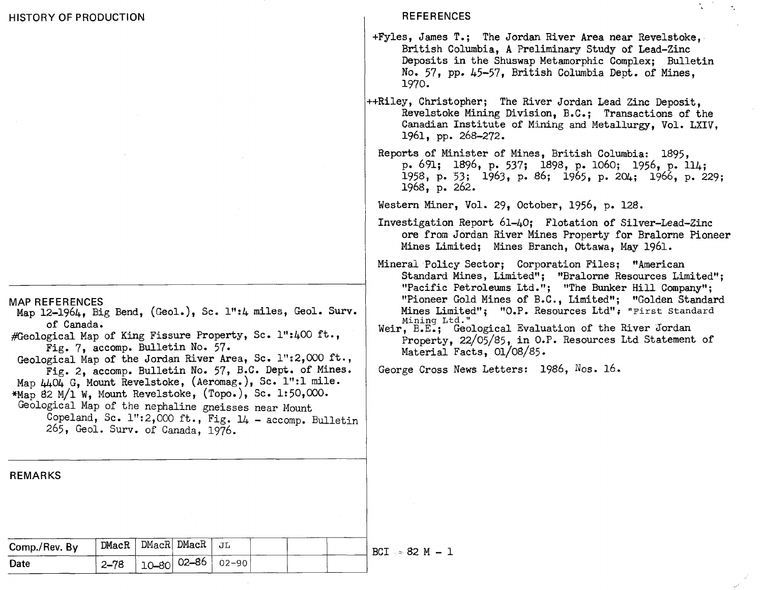## HISTORY OF PRODUCTION

## MAP REFERENCES

Map 12-1964, Big Bend, (Geol.), Sc. 1":4 miles, Geol. Surv. of Canada.

#Geological Map of King Fissure Property, Sc. 1":400 ft., Fig. 7, accomp. Bulletin No. 57.

Geological Map of the Jordan River Area, Sc. 1":2,000 ft., Fig. 2, accomp. Bulletin No. 57, B.C. Dept. of Mines.

Map 4404 G, Mount Revelstoke, (Aeromag.), Sc. 1":1 mile.

*Map 82 M/1 W, Mount Revelstoke, (Topo.), Sc. 1:50,000.

Geological Map of the nephaline gneisses near Mount Copeland, Sc. 1":2,000 ft., Fig. 14 - accomp. Bulletin 265, Geol. Surv. of Canada, 1976.

## REMARKS

| Comp./Rev. By | DMacR | DMacR | DMacR | JL | | | |
|---|---|---|---|---|---|---|---|
| Date | 2-78 | 10-80 | 02-86 | 02-90 | | | |

## REFERENCES

+Fyles, James T.; The Jordan River Area near Revelstoke, British Columbia, A Preliminary Study of Lead-Zinc Deposits in the Shuswap Metamorphic Complex; Bulletin No. 57, pp. 45-57, British Columbia Dept. of Mines, 1970.

++Riley, Christopher; The River Jordan Lead Zinc Deposit, Revelstoke Mining Division, B.C.; Transactions of the Canadian Institute of Mining and Metallurgy, Vol. LXIV, 1961, pp. 268-272.

Reports of Minister of Mines, British Columbia: 1895, p. 691; 1896, p. 537; 1898, p. 1060; 1956, p. 114; 1958, p. 53; 1963, p. 86; 1965, p. 204; 1966, p. 229; 1968, p. 262.

Western Miner, Vol. 29, October, 1956, p. 128.

Investigation Report 61-40; Flotation of Silver-Lead-Zinc ore from Jordan River Mines Property for Bralorne Pioneer Mines Limited; Mines Branch, Ottawa, May 1961.

Mineral Policy Sector; Corporation Files; "American Standard Mines, Limited"; "Bralorne Resources Limited"; "Pacific Petroleums Ltd."; "The Bunker Hill Company"; "Pioneer Gold Mines of B.C., Limited"; "Golden Standard Mines Limited"; "O.P. Resources Ltd"; "First Standard Mining Ltd."

Weir, B.E.; Geological Evaluation of the River Jordan Property, 22/05/85, in O.P. Resources Ltd Statement of Material Facts, 01/08/85.

George Cross News Letters: 1986, Nos. 16.

BCI 82 M - 1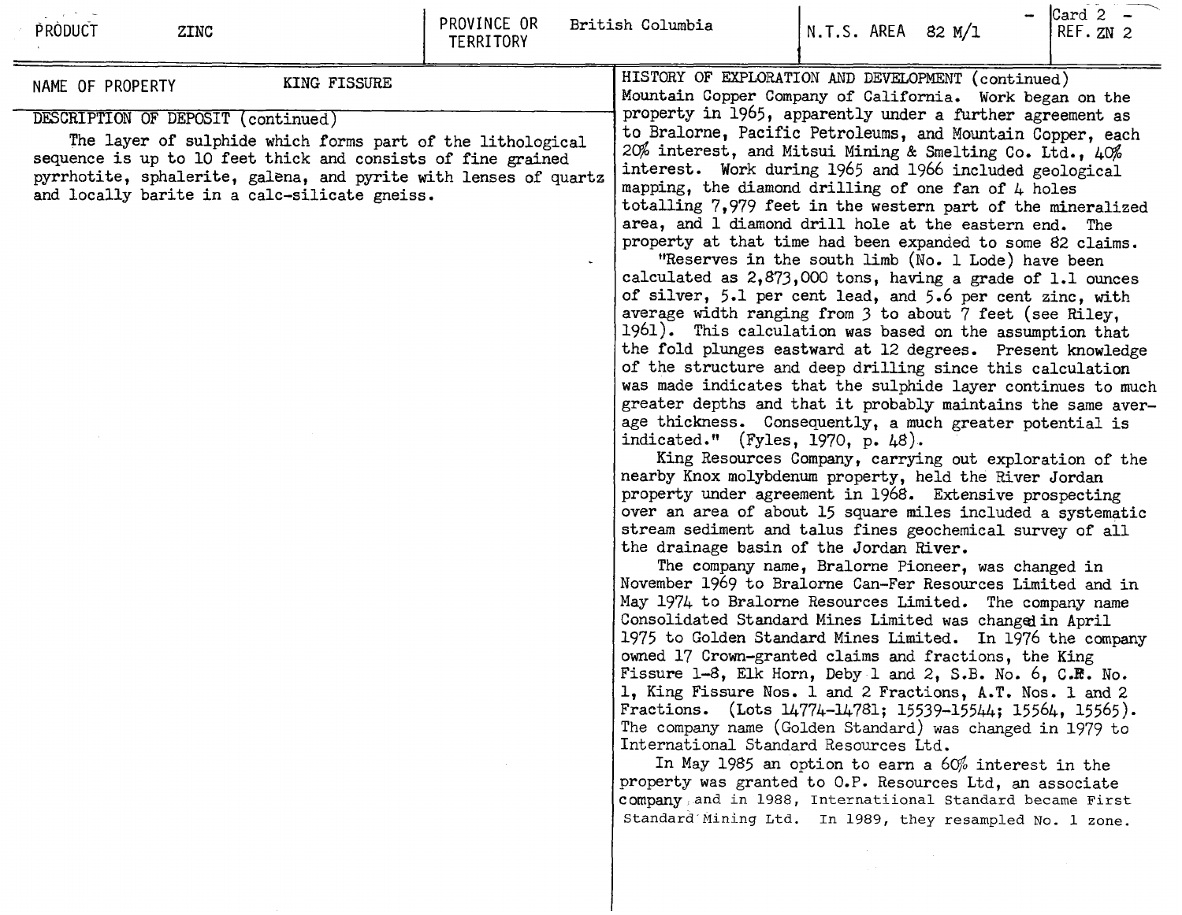| PRODUCT ZINC | PROVINCE OR TERRITORY British Columbia | N.T.S. AREA 82 M/1 | Card 2 REF. ZN 2 |
|---|---|---|---|

NAME OF PROPERTY KING FISSURE

## DESCRIPTION OF DEPOSIT (continued)

The layer of sulphide which forms part of the lithological sequence is up to 10 feet thick and consists of fine grained pyrrhotite, sphalerite, galena, and pyrite with lenses of quartz and locally barite in a calc-silicate gneiss.

## HISTORY OF EXPLORATION AND DEVELOPMENT (continued)

Mountain Copper Company of California. Work began on the property in 1965, apparently under a further agreement as to Bralorne, Pacific Petroleums, and Mountain Copper, each 20% interest, and Mitsui Mining & Smelting Co. Ltd., 40% interest. Work during 1965 and 1966 included geological mapping, the diamond drilling of one fan of 4 holes totalling 7,979 feet in the western part of the mineralized area, and 1 diamond drill hole at the eastern end. The property at that time had been expanded to some 82 claims.

"Reserves in the south limb (No. 1 Lode) have been calculated as 2,873,000 tons, having a grade of 1.1 ounces of silver, 5.1 per cent lead, and 5.6 per cent zinc, with average width ranging from 3 to about 7 feet (see Riley, 1961). This calculation was based on the assumption that the fold plunges eastward at 12 degrees. Present knowledge of the structure and deep drilling since this calculation was made indicates that the sulphide layer continues to much greater depths and that it probably maintains the same average thickness. Consequently, a much greater potential is indicated." (Fyles, 1970, p. 48).

King Resources Company, carrying out exploration of the nearby Knox molybdenum property, held the River Jordan property under agreement in 1968. Extensive prospecting over an area of about 15 square miles included a systematic stream sediment and talus fines geochemical survey of all the drainage basin of the Jordan River.

The company name, Bralorne Pioneer, was changed in November 1969 to Bralorne Can-Fer Resources Limited and in May 1974 to Bralorne Resources Limited. The company name Consolidated Standard Mines Limited was changed in April 1975 to Golden Standard Mines Limited. In 1976 the company owned 17 Crown-granted claims and fractions, the King Fissure 1-8, Elk Horn, Deby 1 and 2, S.B. No. 6, C.R. No. 1, King Fissure Nos. 1 and 2 Fractions, A.T. Nos. 1 and 2 Fractions. (Lots 14774-14781; 15539-15544; 15564, 15565). The company name (Golden Standard) was changed in 1979 to International Standard Resources Ltd.

In May 1985 an option to earn a 60% interest in the property was granted to O.P. Resources Ltd, an associate company and in 1988, Internatiional Standard became First Standard Mining Ltd. In 1989, they resampled No. 1 zone.